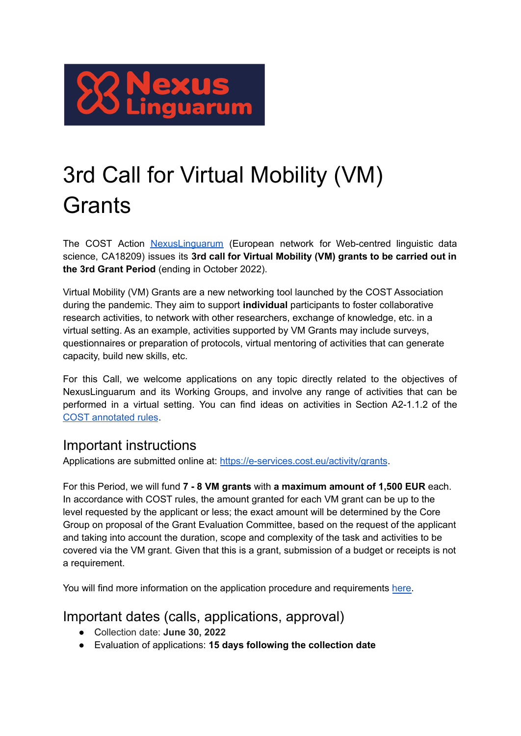# 3rd Call for Virtual Mobility (VM) Grants

The COST Action NexusLinguarum (European network for Web-centred linguistic data science, CA18209) issues its **3rd call for Virtual Mobility (VM) grants to be carried out in the 3rd Grant Period** (ending in October 2022).

Virtual Mobility (VM) Grants are a new networking tool launched by the COST Association during the pandemic. They aim to support **individual** participants to foster collaborative research activities, to network with other researchers, exchange of knowledge, etc. in a virtual setting. As an example, activities supported by VM Grants may include surveys, questionnaires or preparation of protocols, virtual mentoring of activities that can generate capacity, build new skills, etc.

For this Call, we welcome applications on any topic directly related to the objectives of NexusLinguarum and its Working Groups, and involve any range of activities that can be performed in a virtual setting. You can find ideas on activities in Section A2-1.1.2 of the COST annotated rules.

## Important instructions

Applications are submitted online at: https://e-services.cost.eu/activity/grants.

For this Period, we will fund **7 - 8 VM grants** with **a maximum amount of 1,500 EUR** each. In accordance with COST rules, the amount granted for each VM grant can be up to the level requested by the applicant or less; the exact amount will be determined by the Core Group on proposal of the Grant Evaluation Committee, based on the request of the applicant and taking into account the duration, scope and complexity of the task and activities to be covered via the VM grant. Given that this is a grant, submission of a budget or receipts is not a requirement.

You will find more information on the application procedure and requirements here.

## Important dates (calls, applications, approval)

- Collection date: **June 30, 2022**
- Evaluation of applications: **15 days following the collection date**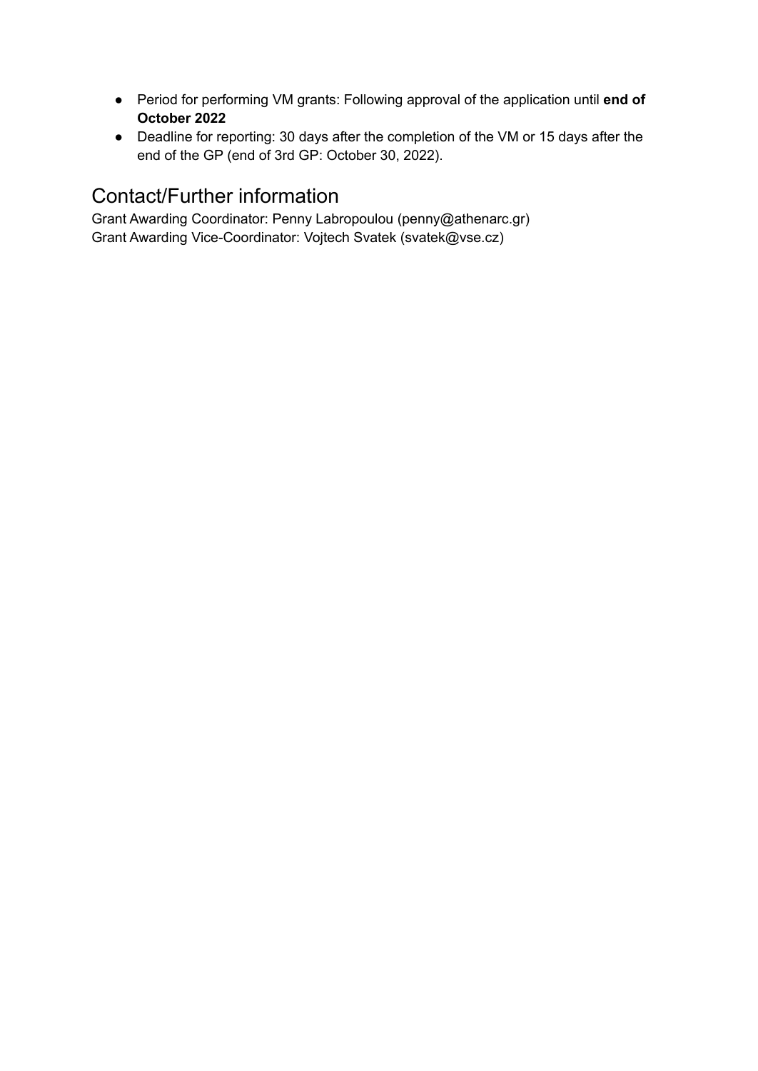- Period for performing VM grants: Following approval of the application until **end of October 2022**
- Deadline for reporting: 30 days after the completion of the VM or 15 days after the end of the GP (end of 3rd GP: October 30, 2022).

## Contact/Further information

Grant Awarding Coordinator: Penny Labropoulou (penny@athenarc.gr)
Grant Awarding Vice-Coordinator: Vojtech Svatek (svatek@vse.cz)